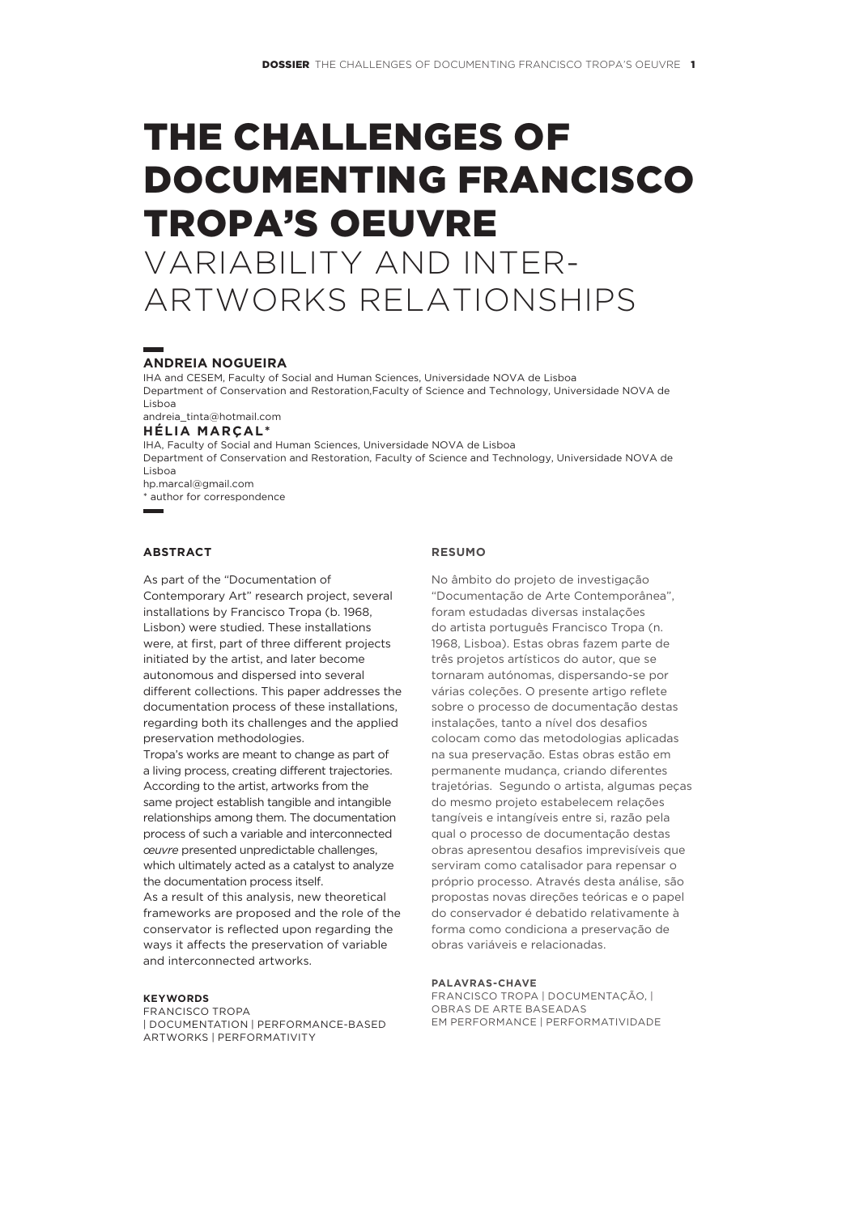# THE CHALLENGES OF DOCUMENTING FRANCISCO TROPA'S OEUVRE
## VARIABILITY AND INTER-ARTWORKS RELATIONSHIPS

**ANDREIA NOGUEIRA**
IHA and CESEM, Faculty of Social and Human Sciences, Universidade NOVA de Lisboa
Department of Conservation and Restoration,Faculty of Science and Technology, Universidade NOVA de Lisboa
andreia_tinta@hotmail.com

**HÉLIA MARÇAL***
IHA, Faculty of Social and Human Sciences, Universidade NOVA de Lisboa
Department of Conservation and Restoration, Faculty of Science and Technology, Universidade NOVA de Lisboa
hp.marcal@gmail.com
* author for correspondence

### ABSTRACT

As part of the "Documentation of Contemporary Art" research project, several installations by Francisco Tropa (b. 1968, Lisbon) were studied. These installations were, at first, part of three different projects initiated by the artist, and later become autonomous and dispersed into several different collections. This paper addresses the documentation process of these installations, regarding both its challenges and the applied preservation methodologies.

Tropa's works are meant to change as part of a living process, creating different trajectories. According to the artist, artworks from the same project establish tangible and intangible relationships among them. The documentation process of such a variable and interconnected *œuvre* presented unpredictable challenges, which ultimately acted as a catalyst to analyze the documentation process itself.

As a result of this analysis, new theoretical frameworks are proposed and the role of the conservator is reflected upon regarding the ways it affects the preservation of variable and interconnected artworks.

**KEYWORDS**
FRANCISCO TROPA | DOCUMENTATION | PERFORMANCE-BASED ARTWORKS | PERFORMATIVITY

### RESUMO

No âmbito do projeto de investigação "Documentação de Arte Contemporânea", foram estudadas diversas instalações do artista português Francisco Tropa (n. 1968, Lisboa). Estas obras fazem parte de três projetos artísticos do autor, que se tornaram autónomas, dispersando-se por várias coleções. O presente artigo reflete sobre o processo de documentação destas instalações, tanto a nível dos desafios colocam como das metodologias aplicadas na sua preservação. Estas obras estão em permanente mudança, criando diferentes trajetórias. Segundo o artista, algumas peças do mesmo projeto estabelecem relações tangíveis e intangíveis entre si, razão pela qual o processo de documentação destas obras apresentou desafios imprevisíveis que serviram como catalisador para repensar o próprio processo. Através desta análise, são propostas novas direções teóricas e o papel do conservador é debatido relativamente à forma como condiciona a preservação de obras variáveis e relacionadas.

**PALAVRAS-CHAVE**
FRANCISCO TROPA | DOCUMENTAÇÃO, | OBRAS DE ARTE BASEADAS EM PERFORMANCE | PERFORMATIVIDADE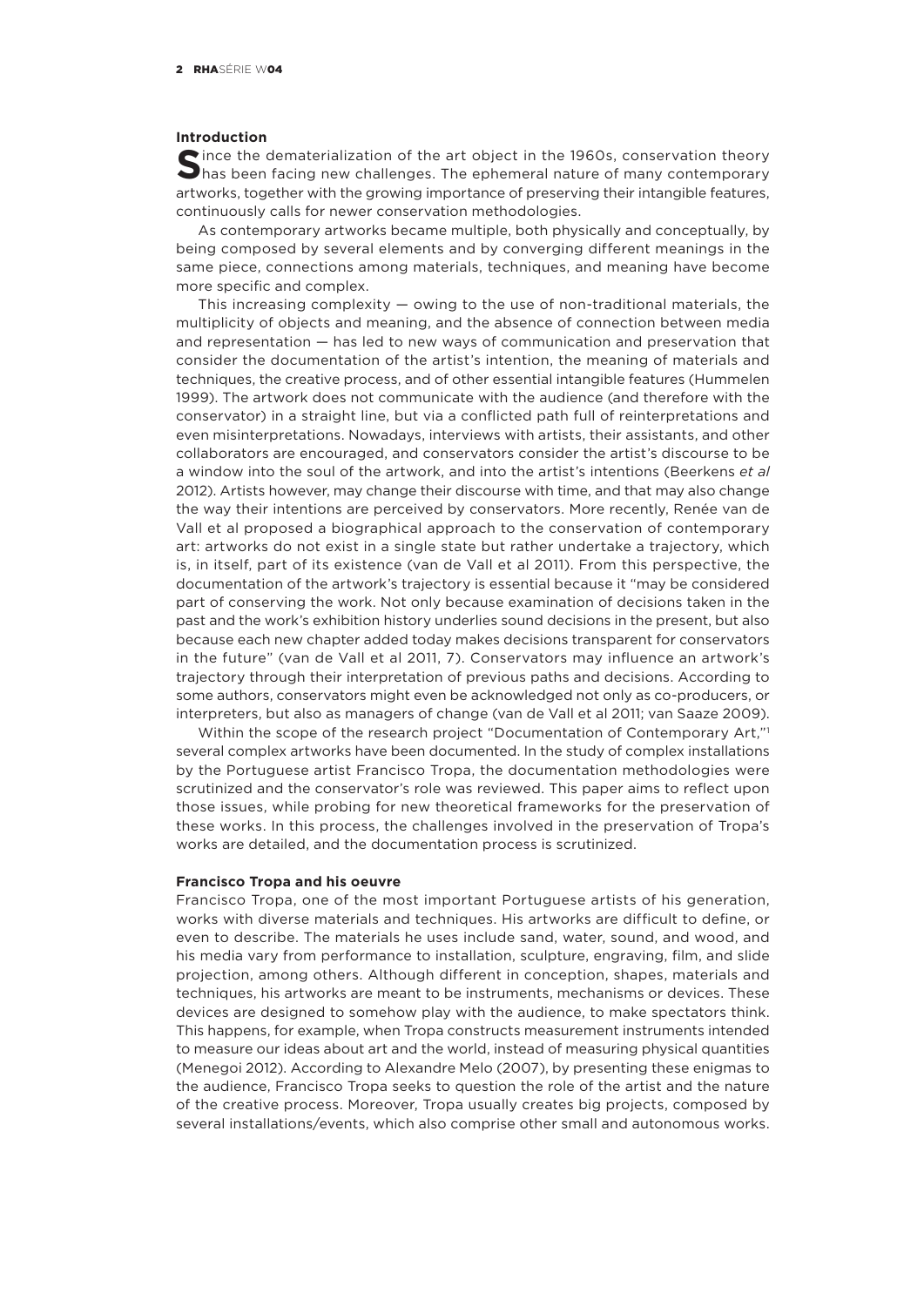## Introduction

Since the dematerialization of the art object in the 1960s, conservation theory has been facing new challenges. The ephemeral nature of many contemporary artworks, together with the growing importance of preserving their intangible features, continuously calls for newer conservation methodologies.

As contemporary artworks became multiple, both physically and conceptually, by being composed by several elements and by converging different meanings in the same piece, connections among materials, techniques, and meaning have become more specific and complex.

This increasing complexity — owing to the use of non-traditional materials, the multiplicity of objects and meaning, and the absence of connection between media and representation — has led to new ways of communication and preservation that consider the documentation of the artist's intention, the meaning of materials and techniques, the creative process, and of other essential intangible features (Hummelen 1999). The artwork does not communicate with the audience (and therefore with the conservator) in a straight line, but via a conflicted path full of reinterpretations and even misinterpretations. Nowadays, interviews with artists, their assistants, and other collaborators are encouraged, and conservators consider the artist's discourse to be a window into the soul of the artwork, and into the artist's intentions (Beerkens *et al* 2012). Artists however, may change their discourse with time, and that may also change the way their intentions are perceived by conservators. More recently, Renée van de Vall et al proposed a biographical approach to the conservation of contemporary art: artworks do not exist in a single state but rather undertake a trajectory, which is, in itself, part of its existence (van de Vall et al 2011). From this perspective, the documentation of the artwork's trajectory is essential because it "may be considered part of conserving the work. Not only because examination of decisions taken in the past and the work's exhibition history underlies sound decisions in the present, but also because each new chapter added today makes decisions transparent for conservators in the future" (van de Vall et al 2011, 7). Conservators may influence an artwork's trajectory through their interpretation of previous paths and decisions. According to some authors, conservators might even be acknowledged not only as co-producers, or interpreters, but also as managers of change (van de Vall et al 2011; van Saaze 2009).

Within the scope of the research project "Documentation of Contemporary Art,"[1] several complex artworks have been documented. In the study of complex installations by the Portuguese artist Francisco Tropa, the documentation methodologies were scrutinized and the conservator's role was reviewed. This paper aims to reflect upon those issues, while probing for new theoretical frameworks for the preservation of these works. In this process, the challenges involved in the preservation of Tropa's works are detailed, and the documentation process is scrutinized.

## Francisco Tropa and his oeuvre

Francisco Tropa, one of the most important Portuguese artists of his generation, works with diverse materials and techniques. His artworks are difficult to define, or even to describe. The materials he uses include sand, water, sound, and wood, and his media vary from performance to installation, sculpture, engraving, film, and slide projection, among others. Although different in conception, shapes, materials and techniques, his artworks are meant to be instruments, mechanisms or devices. These devices are designed to somehow play with the audience, to make spectators think. This happens, for example, when Tropa constructs measurement instruments intended to measure our ideas about art and the world, instead of measuring physical quantities (Menegoi 2012). According to Alexandre Melo (2007), by presenting these enigmas to the audience, Francisco Tropa seeks to question the role of the artist and the nature of the creative process. Moreover, Tropa usually creates big projects, composed by several installations/events, which also comprise other small and autonomous works.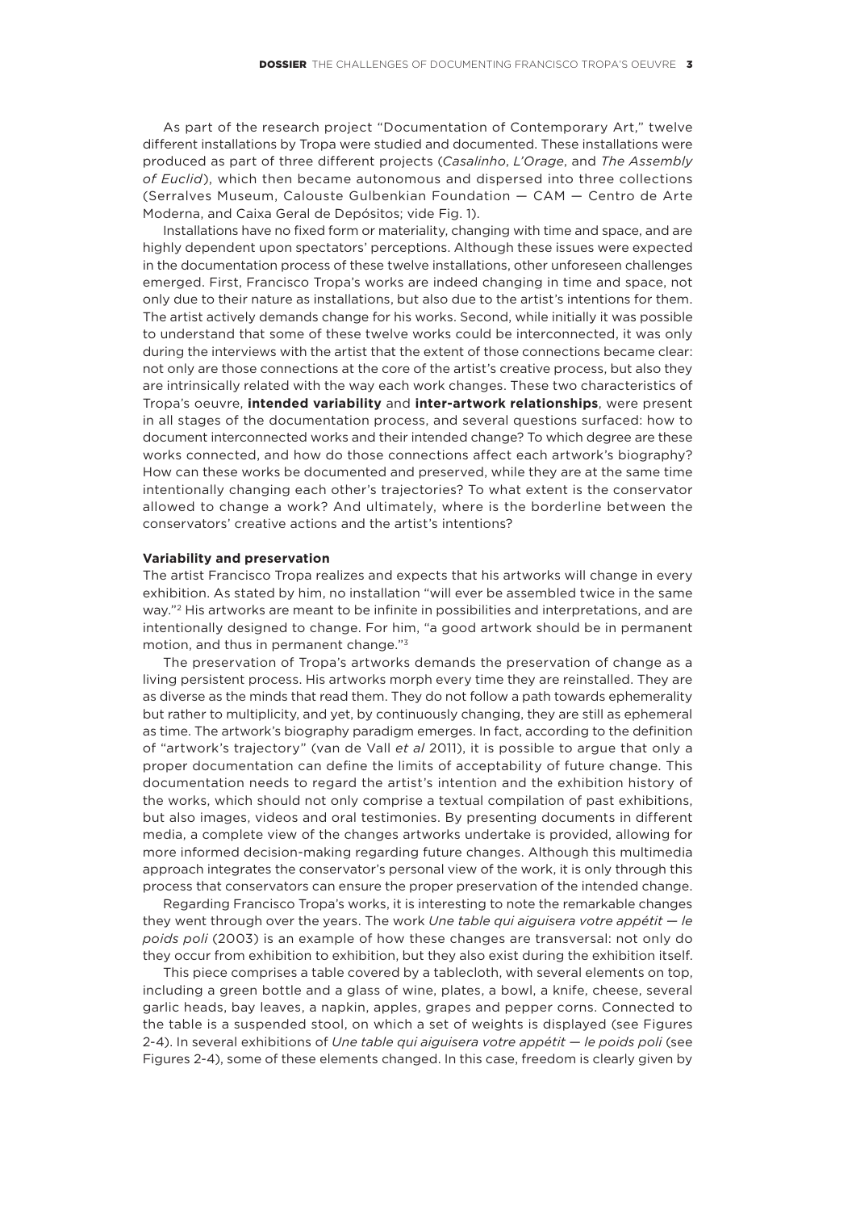As part of the research project "Documentation of Contemporary Art," twelve different installations by Tropa were studied and documented. These installations were produced as part of three different projects (*Casalinho*, *L'Orage*, and *The Assembly of Euclid*), which then became autonomous and dispersed into three collections (Serralves Museum, Calouste Gulbenkian Foundation — CAM — Centro de Arte Moderna, and Caixa Geral de Depósitos; vide Fig. 1).

Installations have no fixed form or materiality, changing with time and space, and are highly dependent upon spectators' perceptions. Although these issues were expected in the documentation process of these twelve installations, other unforeseen challenges emerged. First, Francisco Tropa's works are indeed changing in time and space, not only due to their nature as installations, but also due to the artist's intentions for them. The artist actively demands change for his works. Second, while initially it was possible to understand that some of these twelve works could be interconnected, it was only during the interviews with the artist that the extent of those connections became clear: not only are those connections at the core of the artist's creative process, but also they are intrinsically related with the way each work changes. These two characteristics of Tropa's oeuvre, **intended variability** and **inter-artwork relationships**, were present in all stages of the documentation process, and several questions surfaced: how to document interconnected works and their intended change? To which degree are these works connected, and how do those connections affect each artwork's biography? How can these works be documented and preserved, while they are at the same time intentionally changing each other's trajectories? To what extent is the conservator allowed to change a work? And ultimately, where is the borderline between the conservators' creative actions and the artist's intentions?

**Variability and preservation**

The artist Francisco Tropa realizes and expects that his artworks will change in every exhibition. As stated by him, no installation "will ever be assembled twice in the same way."[2] His artworks are meant to be infinite in possibilities and interpretations, and are intentionally designed to change. For him, "a good artwork should be in permanent motion, and thus in permanent change."[3]

The preservation of Tropa's artworks demands the preservation of change as a living persistent process. His artworks morph every time they are reinstalled. They are as diverse as the minds that read them. They do not follow a path towards ephemerality but rather to multiplicity, and yet, by continuously changing, they are still as ephemeral as time. The artwork's biography paradigm emerges. In fact, according to the definition of "artwork's trajectory" (van de Vall *et al* 2011), it is possible to argue that only a proper documentation can define the limits of acceptability of future change. This documentation needs to regard the artist's intention and the exhibition history of the works, which should not only comprise a textual compilation of past exhibitions, but also images, videos and oral testimonies. By presenting documents in different media, a complete view of the changes artworks undertake is provided, allowing for more informed decision-making regarding future changes. Although this multimedia approach integrates the conservator's personal view of the work, it is only through this process that conservators can ensure the proper preservation of the intended change.

Regarding Francisco Tropa's works, it is interesting to note the remarkable changes they went through over the years. The work *Une table qui aiguisera votre appétit — le poids poli* (2003) is an example of how these changes are transversal: not only do they occur from exhibition to exhibition, but they also exist during the exhibition itself.

This piece comprises a table covered by a tablecloth, with several elements on top, including a green bottle and a glass of wine, plates, a bowl, a knife, cheese, several garlic heads, bay leaves, a napkin, apples, grapes and pepper corns. Connected to the table is a suspended stool, on which a set of weights is displayed (see Figures 2-4). In several exhibitions of *Une table qui aiguisera votre appétit — le poids poli* (see Figures 2-4), some of these elements changed. In this case, freedom is clearly given by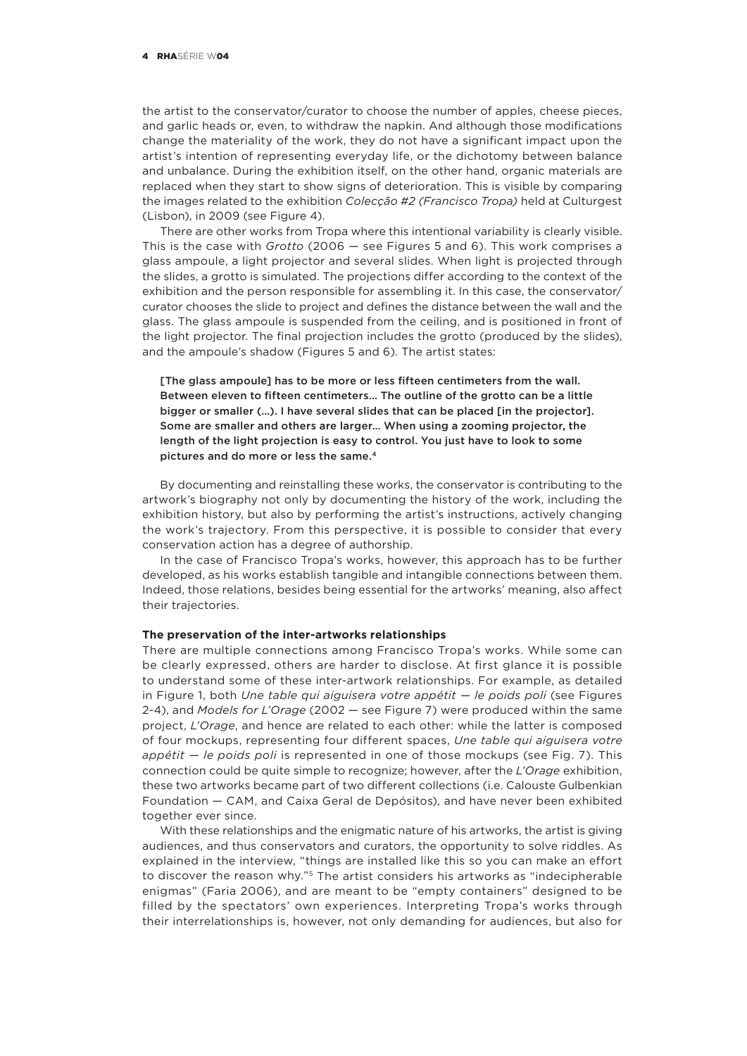the artist to the conservator/curator to choose the number of apples, cheese pieces, and garlic heads or, even, to withdraw the napkin. And although those modifications change the materiality of the work, they do not have a significant impact upon the artist's intention of representing everyday life, or the dichotomy between balance and unbalance. During the exhibition itself, on the other hand, organic materials are replaced when they start to show signs of deterioration. This is visible by comparing the images related to the exhibition *Colecção #2 (Francisco Tropa)* held at Culturgest (Lisbon), in 2009 (see Figure 4).

There are other works from Tropa where this intentional variability is clearly visible. This is the case with *Grotto* (2006 — see Figures 5 and 6). This work comprises a glass ampoule, a light projector and several slides. When light is projected through the slides, a grotto is simulated. The projections differ according to the context of the exhibition and the person responsible for assembling it. In this case, the conservator/curator chooses the slide to project and defines the distance between the wall and the glass. The glass ampoule is suspended from the ceiling, and is positioned in front of the light projector. The final projection includes the grotto (produced by the slides), and the ampoule's shadow (Figures 5 and 6). The artist states:

> [The glass ampoule] has to be more or less fifteen centimeters from the wall. Between eleven to fifteen centimeters… The outline of the grotto can be a little bigger or smaller (…). I have several slides that can be placed [in the projector]. Some are smaller and others are larger… When using a zooming projector, the length of the light projection is easy to control. You just have to look to some pictures and do more or less the same.[4]

By documenting and reinstalling these works, the conservator is contributing to the artwork's biography not only by documenting the history of the work, including the exhibition history, but also by performing the artist's instructions, actively changing the work's trajectory. From this perspective, it is possible to consider that every conservation action has a degree of authorship.

In the case of Francisco Tropa's works, however, this approach has to be further developed, as his works establish tangible and intangible connections between them. Indeed, those relations, besides being essential for the artworks' meaning, also affect their trajectories.

**The preservation of the inter-artworks relationships**

There are multiple connections among Francisco Tropa's works. While some can be clearly expressed, others are harder to disclose. At first glance it is possible to understand some of these inter-artwork relationships. For example, as detailed in Figure 1, both *Une table qui aiguisera votre appétit — le poids poli* (see Figures 2-4), and *Models for L'Orage* (2002 — see Figure 7) were produced within the same project, *L'Orage*, and hence are related to each other: while the latter is composed of four mockups, representing four different spaces, *Une table qui aiguisera votre appétit — le poids poli* is represented in one of those mockups (see Fig. 7). This connection could be quite simple to recognize; however, after the *L'Orage* exhibition, these two artworks became part of two different collections (i.e. Calouste Gulbenkian Foundation — CAM, and Caixa Geral de Depósitos), and have never been exhibited together ever since.

With these relationships and the enigmatic nature of his artworks, the artist is giving audiences, and thus conservators and curators, the opportunity to solve riddles. As explained in the interview, "things are installed like this so you can make an effort to discover the reason why."[5] The artist considers his artworks as "indecipherable enigmas" (Faria 2006), and are meant to be "empty containers" designed to be filled by the spectators' own experiences. Interpreting Tropa's works through their interrelationships is, however, not only demanding for audiences, but also for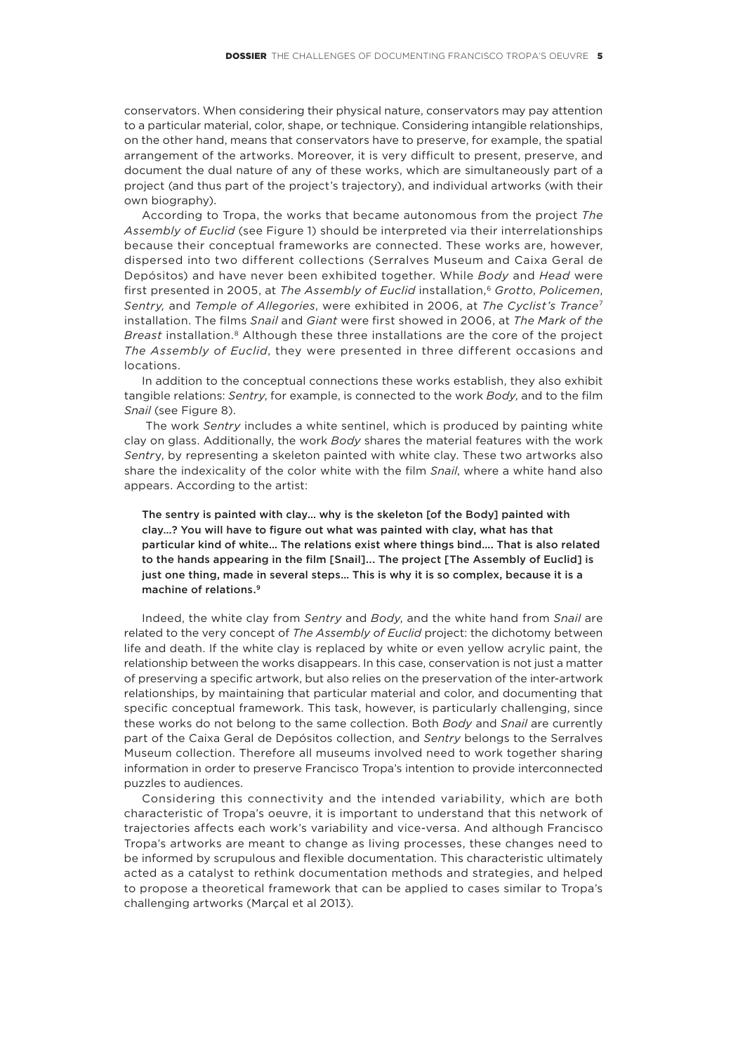conservators. When considering their physical nature, conservators may pay attention to a particular material, color, shape, or technique. Considering intangible relationships, on the other hand, means that conservators have to preserve, for example, the spatial arrangement of the artworks. Moreover, it is very difficult to present, preserve, and document the dual nature of any of these works, which are simultaneously part of a project (and thus part of the project's trajectory), and individual artworks (with their own biography).

According to Tropa, the works that became autonomous from the project *The Assembly of Euclid* (see Figure 1) should be interpreted via their interrelationships because their conceptual frameworks are connected. These works are, however, dispersed into two different collections (Serralves Museum and Caixa Geral de Depósitos) and have never been exhibited together. While *Body* and *Head* were first presented in 2005, at *The Assembly of Euclid* installation,[6] *Grotto*, *Policemen*, *Sentry,* and *Temple of Allegories*, were exhibited in 2006, at *The Cyclist's Trance*[7] installation. The films *Snail* and *Giant* were first showed in 2006, at *The Mark of the Breast* installation.[8] Although these three installations are the core of the project *The Assembly of Euclid*, they were presented in three different occasions and locations.

In addition to the conceptual connections these works establish, they also exhibit tangible relations: *Sentry*, for example, is connected to the work *Body*, and to the film *Snail* (see Figure 8).

The work *Sentry* includes a white sentinel, which is produced by painting white clay on glass. Additionally, the work *Body* shares the material features with the work *Sentry*, by representing a skeleton painted with white clay. These two artworks also share the indexicality of the color white with the film *Snail*, where a white hand also appears. According to the artist:

> **The sentry is painted with clay… why is the skeleton [of the Body] painted with clay…? You will have to figure out what was painted with clay, what has that particular kind of white… The relations exist where things bind…. That is also related to the hands appearing in the film [Snail]… The project [The Assembly of Euclid] is just one thing, made in several steps… This is why it is so complex, because it is a machine of relations.[9]**

Indeed, the white clay from *Sentry* and *Body*, and the white hand from *Snail* are related to the very concept of *The Assembly of Euclid* project: the dichotomy between life and death. If the white clay is replaced by white or even yellow acrylic paint, the relationship between the works disappears. In this case, conservation is not just a matter of preserving a specific artwork, but also relies on the preservation of the inter-artwork relationships, by maintaining that particular material and color, and documenting that specific conceptual framework. This task, however, is particularly challenging, since these works do not belong to the same collection. Both *Body* and *Snail* are currently part of the Caixa Geral de Depósitos collection, and *Sentry* belongs to the Serralves Museum collection. Therefore all museums involved need to work together sharing information in order to preserve Francisco Tropa's intention to provide interconnected puzzles to audiences.

Considering this connectivity and the intended variability, which are both characteristic of Tropa's oeuvre, it is important to understand that this network of trajectories affects each work's variability and vice-versa. And although Francisco Tropa's artworks are meant to change as living processes, these changes need to be informed by scrupulous and flexible documentation. This characteristic ultimately acted as a catalyst to rethink documentation methods and strategies, and helped to propose a theoretical framework that can be applied to cases similar to Tropa's challenging artworks (Marçal et al 2013).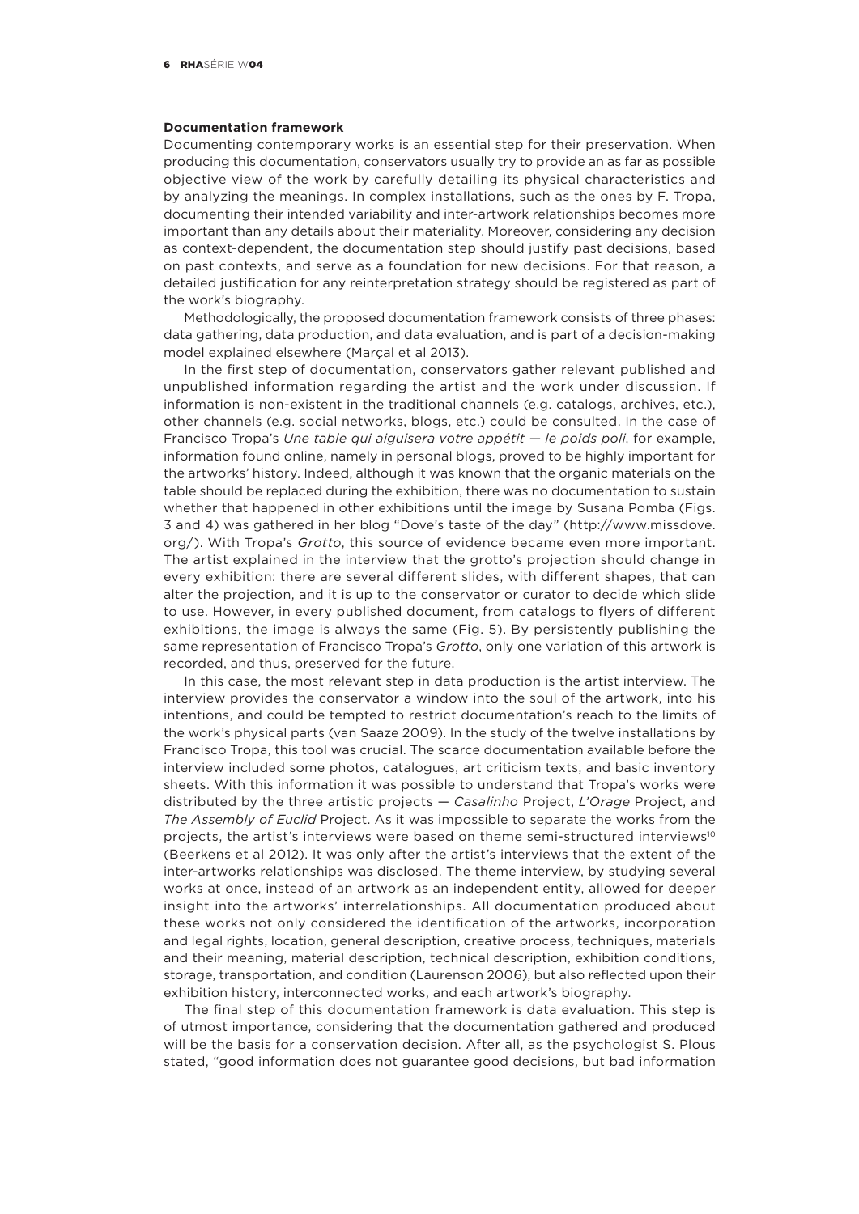**Documentation framework**

Documenting contemporary works is an essential step for their preservation. When producing this documentation, conservators usually try to provide an as far as possible objective view of the work by carefully detailing its physical characteristics and by analyzing the meanings. In complex installations, such as the ones by F. Tropa, documenting their intended variability and inter-artwork relationships becomes more important than any details about their materiality. Moreover, considering any decision as context-dependent, the documentation step should justify past decisions, based on past contexts, and serve as a foundation for new decisions. For that reason, a detailed justification for any reinterpretation strategy should be registered as part of the work's biography.

Methodologically, the proposed documentation framework consists of three phases: data gathering, data production, and data evaluation, and is part of a decision-making model explained elsewhere (Marçal et al 2013).

In the first step of documentation, conservators gather relevant published and unpublished information regarding the artist and the work under discussion. If information is non-existent in the traditional channels (e.g. catalogs, archives, etc.), other channels (e.g. social networks, blogs, etc.) could be consulted. In the case of Francisco Tropa's *Une table qui aiguisera votre appétit — le poids poli*, for example, information found online, namely in personal blogs, proved to be highly important for the artworks' history. Indeed, although it was known that the organic materials on the table should be replaced during the exhibition, there was no documentation to sustain whether that happened in other exhibitions until the image by Susana Pomba (Figs. 3 and 4) was gathered in her blog "Dove's taste of the day" (http://www.missdove.org/). With Tropa's *Grotto*, this source of evidence became even more important. The artist explained in the interview that the grotto's projection should change in every exhibition: there are several different slides, with different shapes, that can alter the projection, and it is up to the conservator or curator to decide which slide to use. However, in every published document, from catalogs to flyers of different exhibitions, the image is always the same (Fig. 5). By persistently publishing the same representation of Francisco Tropa's *Grotto*, only one variation of this artwork is recorded, and thus, preserved for the future.

In this case, the most relevant step in data production is the artist interview. The interview provides the conservator a window into the soul of the artwork, into his intentions, and could be tempted to restrict documentation's reach to the limits of the work's physical parts (van Saaze 2009). In the study of the twelve installations by Francisco Tropa, this tool was crucial. The scarce documentation available before the interview included some photos, catalogues, art criticism texts, and basic inventory sheets. With this information it was possible to understand that Tropa's works were distributed by the three artistic projects — *Casalinho* Project, *L'Orage* Project, and *The Assembly of Euclid* Project. As it was impossible to separate the works from the projects, the artist's interviews were based on theme semi-structured interviews[10] (Beerkens et al 2012). It was only after the artist's interviews that the extent of the inter-artworks relationships was disclosed. The theme interview, by studying several works at once, instead of an artwork as an independent entity, allowed for deeper insight into the artworks' interrelationships. All documentation produced about these works not only considered the identification of the artworks, incorporation and legal rights, location, general description, creative process, techniques, materials and their meaning, material description, technical description, exhibition conditions, storage, transportation, and condition (Laurenson 2006), but also reflected upon their exhibition history, interconnected works, and each artwork's biography.

The final step of this documentation framework is data evaluation. This step is of utmost importance, considering that the documentation gathered and produced will be the basis for a conservation decision. After all, as the psychologist S. Plous stated, "good information does not guarantee good decisions, but bad information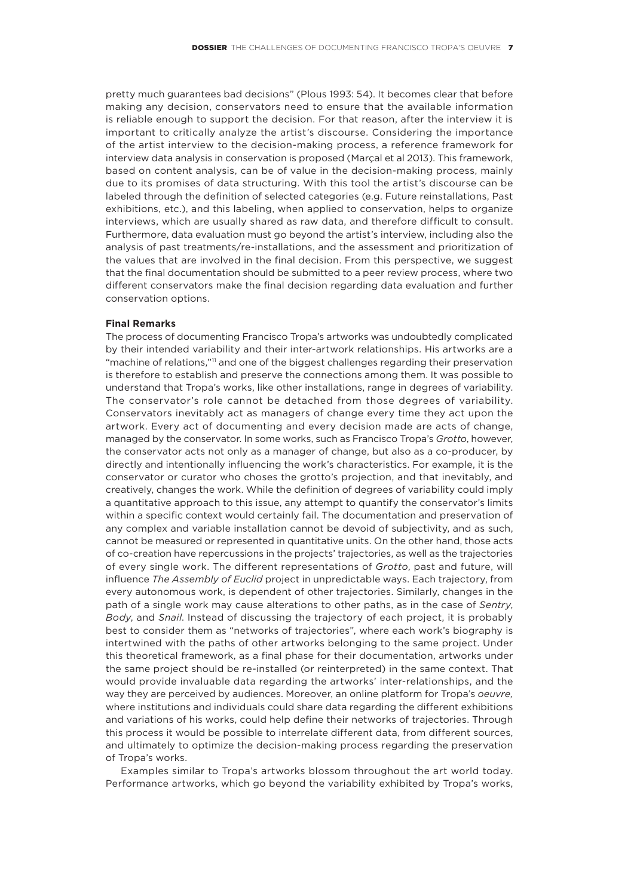pretty much guarantees bad decisions" (Plous 1993: 54). It becomes clear that before making any decision, conservators need to ensure that the available information is reliable enough to support the decision. For that reason, after the interview it is important to critically analyze the artist's discourse. Considering the importance of the artist interview to the decision-making process, a reference framework for interview data analysis in conservation is proposed (Marçal et al 2013). This framework, based on content analysis, can be of value in the decision-making process, mainly due to its promises of data structuring. With this tool the artist's discourse can be labeled through the definition of selected categories (e.g. Future reinstallations, Past exhibitions, etc.), and this labeling, when applied to conservation, helps to organize interviews, which are usually shared as raw data, and therefore difficult to consult. Furthermore, data evaluation must go beyond the artist's interview, including also the analysis of past treatments/re-installations, and the assessment and prioritization of the values that are involved in the final decision. From this perspective, we suggest that the final documentation should be submitted to a peer review process, where two different conservators make the final decision regarding data evaluation and further conservation options.

**Final Remarks**

The process of documenting Francisco Tropa's artworks was undoubtedly complicated by their intended variability and their inter-artwork relationships. His artworks are a "machine of relations,"[11] and one of the biggest challenges regarding their preservation is therefore to establish and preserve the connections among them. It was possible to understand that Tropa's works, like other installations, range in degrees of variability. The conservator's role cannot be detached from those degrees of variability. Conservators inevitably act as managers of change every time they act upon the artwork. Every act of documenting and every decision made are acts of change, managed by the conservator. In some works, such as Francisco Tropa's *Grotto*, however, the conservator acts not only as a manager of change, but also as a co-producer, by directly and intentionally influencing the work's characteristics. For example, it is the conservator or curator who choses the grotto's projection, and that inevitably, and creatively, changes the work. While the definition of degrees of variability could imply a quantitative approach to this issue, any attempt to quantify the conservator's limits within a specific context would certainly fail. The documentation and preservation of any complex and variable installation cannot be devoid of subjectivity, and as such, cannot be measured or represented in quantitative units. On the other hand, those acts of co-creation have repercussions in the projects' trajectories, as well as the trajectories of every single work. The different representations of *Grotto*, past and future, will influence *The Assembly of Euclid* project in unpredictable ways. Each trajectory, from every autonomous work, is dependent of other trajectories. Similarly, changes in the path of a single work may cause alterations to other paths, as in the case of *Sentry*, *Body*, and *Snail*. Instead of discussing the trajectory of each project, it is probably best to consider them as "networks of trajectories", where each work's biography is intertwined with the paths of other artworks belonging to the same project. Under this theoretical framework, as a final phase for their documentation, artworks under the same project should be re-installed (or reinterpreted) in the same context. That would provide invaluable data regarding the artworks' inter-relationships, and the way they are perceived by audiences. Moreover, an online platform for Tropa's *oeuvre,* where institutions and individuals could share data regarding the different exhibitions and variations of his works, could help define their networks of trajectories. Through this process it would be possible to interrelate different data, from different sources, and ultimately to optimize the decision-making process regarding the preservation of Tropa's works.

Examples similar to Tropa's artworks blossom throughout the art world today. Performance artworks, which go beyond the variability exhibited by Tropa's works,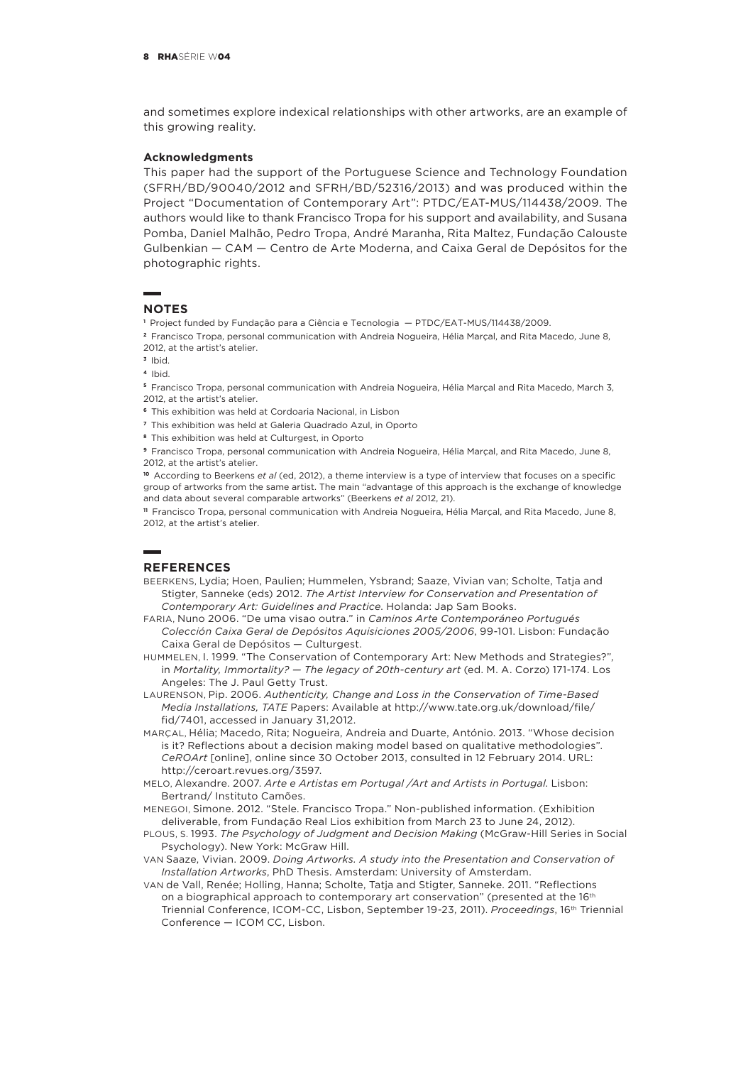and sometimes explore indexical relationships with other artworks, are an example of this growing reality.

### Acknowledgments

This paper had the support of the Portuguese Science and Technology Foundation (SFRH/BD/90040/2012 and SFRH/BD/52316/2013) and was produced within the Project "Documentation of Contemporary Art": PTDC/EAT-MUS/114438/2009. The authors would like to thank Francisco Tropa for his support and availability, and Susana Pomba, Daniel Malhão, Pedro Tropa, André Maranha, Rita Maltez, Fundação Calouste Gulbenkian — CAM — Centro de Arte Moderna, and Caixa Geral de Depósitos for the photographic rights.

## NOTES

[1] Project funded by Fundação para a Ciência e Tecnologia — PTDC/EAT-MUS/114438/2009.

[2] Francisco Tropa, personal communication with Andreia Nogueira, Hélia Marçal, and Rita Macedo, June 8, 2012, at the artist's atelier.

[3] Ibid.

[4] Ibid.

[5] Francisco Tropa, personal communication with Andreia Nogueira, Hélia Marçal and Rita Macedo, March 3, 2012, at the artist's atelier.

[6] This exhibition was held at Cordoaria Nacional, in Lisbon

[7] This exhibition was held at Galeria Quadrado Azul, in Oporto

[8] This exhibition was held at Culturgest, in Oporto

[9] Francisco Tropa, personal communication with Andreia Nogueira, Hélia Marçal, and Rita Macedo, June 8, 2012, at the artist's atelier.

[10] According to Beerkens *et al* (ed, 2012), a theme interview is a type of interview that focuses on a specific group of artworks from the same artist. The main "advantage of this approach is the exchange of knowledge and data about several comparable artworks" (Beerkens *et al* 2012, 21).

[11] Francisco Tropa, personal communication with Andreia Nogueira, Hélia Marçal, and Rita Macedo, June 8, 2012, at the artist's atelier.

## REFERENCES

BEERKENS, Lydia; Hoen, Paulien; Hummelen, Ysbrand; Saaze, Vivian van; Scholte, Tatja and Stigter, Sanneke (eds) 2012. *The Artist Interview for Conservation and Presentation of Contemporary Art: Guidelines and Practice.* Holanda: Jap Sam Books.

FARIA, Nuno 2006. "De uma visao outra." in *Caminos Arte Contemporáneo Portugués Colección Caixa Geral de Depósitos Aquisiciones 2005/2006*, 99-101. Lisbon: Fundação Caixa Geral de Depósitos — Culturgest.

HUMMELEN, I. 1999. "The Conservation of Contemporary Art: New Methods and Strategies?", in *Mortality, Immortality? — The legacy of 20th-century art* (ed. M. A. Corzo) 171-174. Los Angeles: The J. Paul Getty Trust.

LAURENSON, Pip. 2006. *Authenticity, Change and Loss in the Conservation of Time-Based Media Installations, TATE* Papers: Available at http://www.tate.org.uk/download/file/fid/7401, accessed in January 31,2012.

MARÇAL, Hélia; Macedo, Rita; Nogueira, Andreia and Duarte, António. 2013. "Whose decision is it? Reflections about a decision making model based on qualitative methodologies". *CeROArt* [online], online since 30 October 2013, consulted in 12 February 2014. URL: http://ceroart.revues.org/3597.

MELO, Alexandre. 2007. *Arte e Artistas em Portugal /Art and Artists in Portugal.* Lisbon: Bertrand/ Instituto Camões.

MENEGOI, Simone. 2012. "Stele. Francisco Tropa." Non-published information. (Exhibition deliverable, from Fundação Real Lios exhibition from March 23 to June 24, 2012).

PLOUS, S. 1993. *The Psychology of Judgment and Decision Making* (McGraw-Hill Series in Social Psychology). New York: McGraw Hill.

VAN Saaze, Vivian. 2009. *Doing Artworks. A study into the Presentation and Conservation of Installation Artworks*, PhD Thesis. Amsterdam: University of Amsterdam.

VAN de Vall, Renée; Holling, Hanna; Scholte, Tatja and Stigter, Sanneke. 2011. "Reflections on a biographical approach to contemporary art conservation" (presented at the 16th Triennial Conference, ICOM-CC, Lisbon, September 19-23, 2011). *Proceedings*, 16th Triennial Conference — ICOM CC, Lisbon.